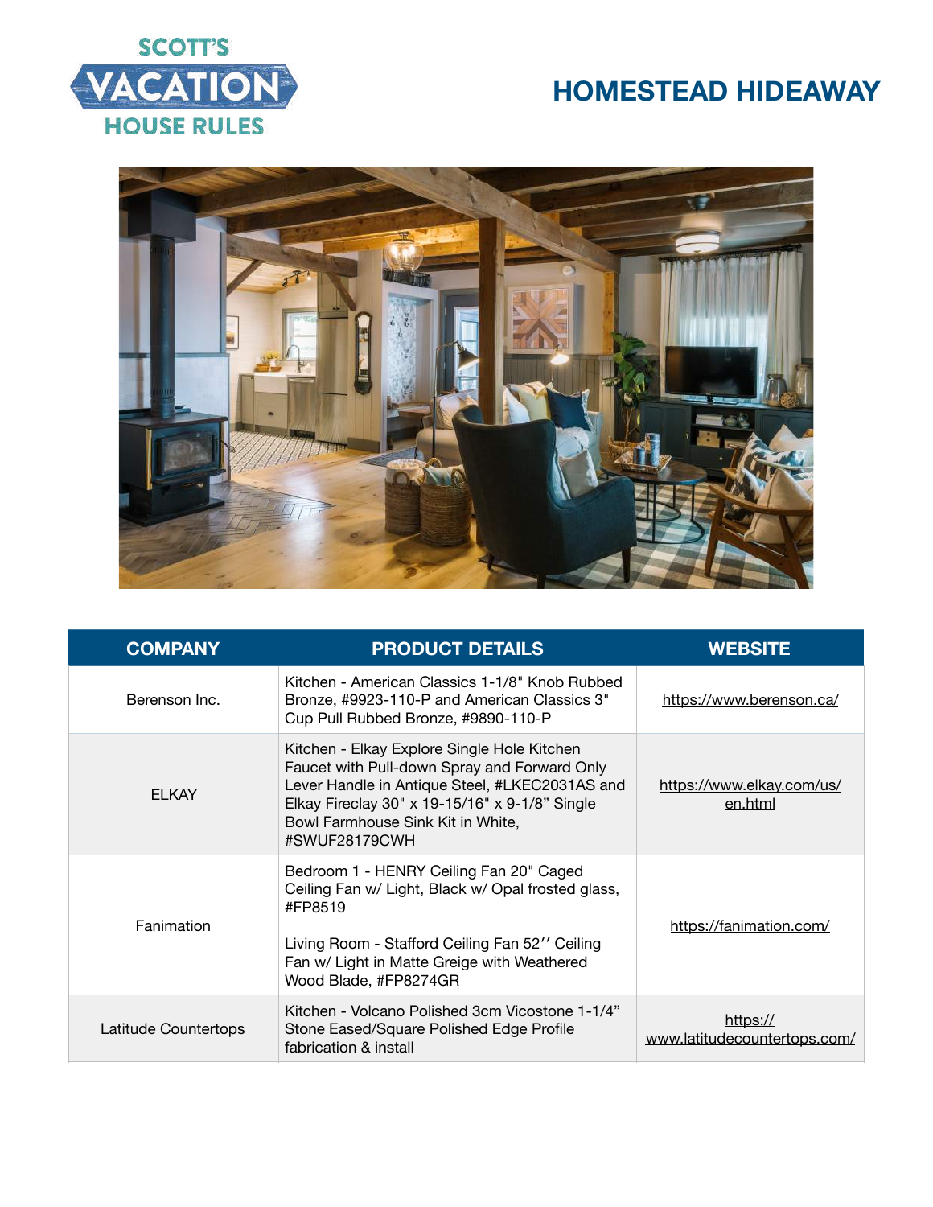SCOTT'S VACATION HOUSE RULES

# HOMESTEAD HIDEAWAY

| COMPANY | PRODUCT DETAILS | WEBSITE |
|---|---|---|
| Berenson Inc. | Kitchen - American Classics 1-1/8" Knob Rubbed Bronze, #9923-110-P and American Classics 3" Cup Pull Rubbed Bronze, #9890-110-P | https://www.berenson.ca/ |
| ELKAY | Kitchen - Elkay Explore Single Hole Kitchen Faucet with Pull-down Spray and Forward Only Lever Handle in Antique Steel, #LKEC2031AS and Elkay Fireclay 30" x 19-15/16" x 9-1/8" Single Bowl Farmhouse Sink Kit in White, #SWUF28179CWH | https://www.elkay.com/us/en.html |
| Fanimation | Bedroom 1 - HENRY Ceiling Fan 20" Caged Ceiling Fan w/ Light, Black w/ Opal frosted glass, #FP8519<br><br>Living Room - Stafford Ceiling Fan 52′′ Ceiling Fan w/ Light in Matte Greige with Weathered Wood Blade, #FP8274GR | https://fanimation.com/ |
| Latitude Countertops | Kitchen - Volcano Polished 3cm Vicostone 1-1/4" Stone Eased/Square Polished Edge Profile fabrication & install | https://www.latitudecountertops.com/ |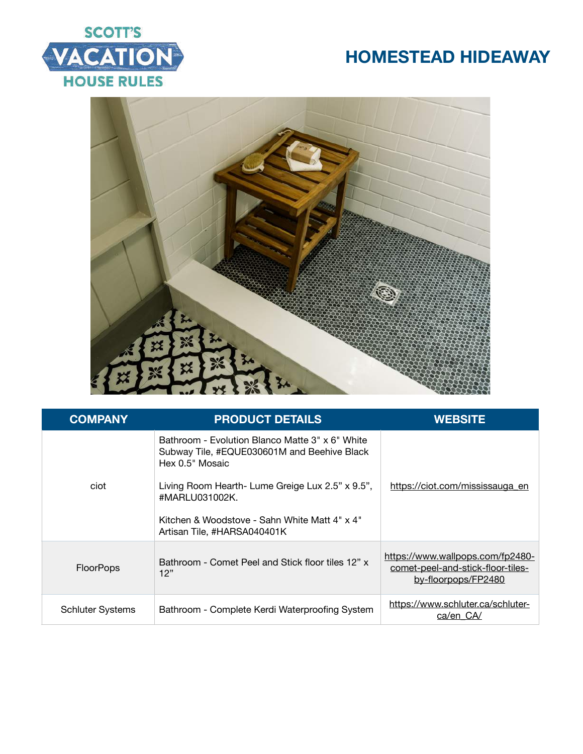# HOMESTEAD HIDEAWAY

| COMPANY | PRODUCT DETAILS | WEBSITE |
|---|---|---|
| ciot | Bathroom - Evolution Blanco Matte 3" x 6" White Subway Tile, #EQUE030601M and Beehive Black Hex 0.5" Mosaic<br><br>Living Room Hearth- Lume Greige Lux 2.5" x 9.5", #MARLU031002K.<br><br>Kitchen & Woodstove - Sahn White Matt 4" x 4" Artisan Tile, #HARSA040401K | https://ciot.com/mississauga_en |
| FloorPops | Bathroom - Comet Peel and Stick floor tiles 12" x 12" | https://www.wallpops.com/fp2480-comet-peel-and-stick-floor-tiles-by-floorpops/FP2480 |
| Schluter Systems | Bathroom - Complete Kerdi Waterproofing System | https://www.schluter.ca/schluter-ca/en_CA/ |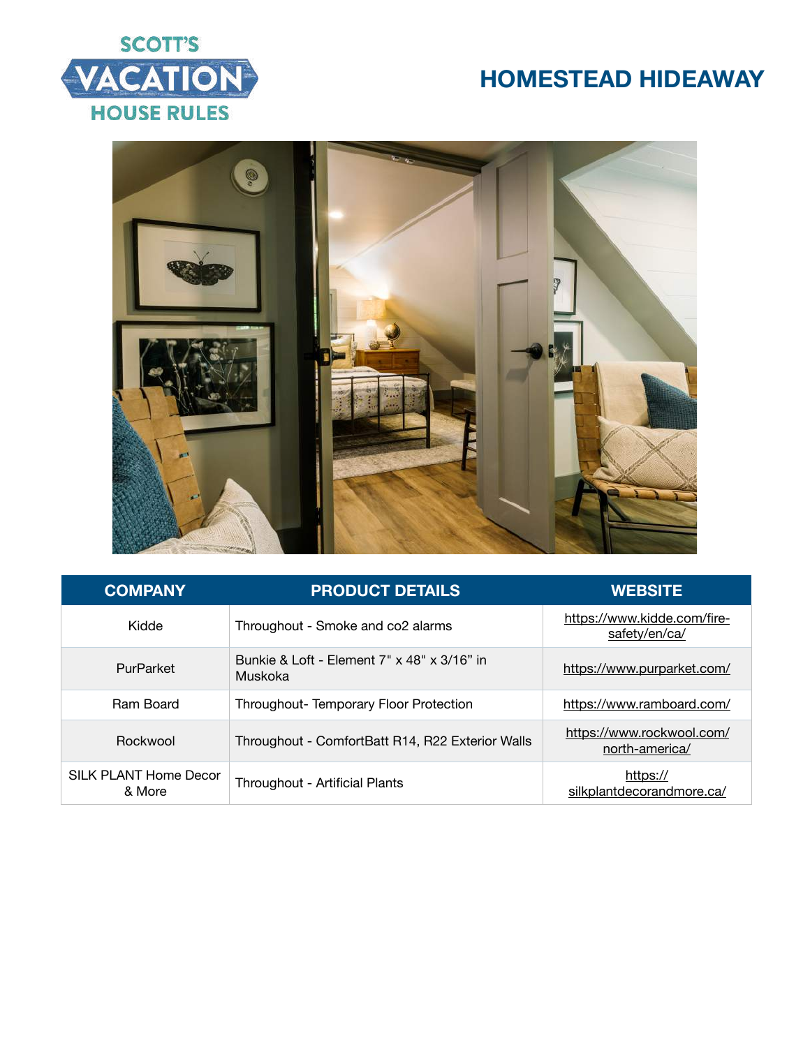# HOMESTEAD HIDEAWAY

| COMPANY | PRODUCT DETAILS | WEBSITE |
|---|---|---|
| Kidde | Throughout - Smoke and co2 alarms | https://www.kidde.com/fire-safety/en/ca/ |
| PurParket | Bunkie & Loft - Element 7" x 48" x 3/16" in Muskoka | https://www.purparket.com/ |
| Ram Board | Throughout- Temporary Floor Protection | https://www.ramboard.com/ |
| Rockwool | Throughout - ComfortBatt R14, R22 Exterior Walls | https://www.rockwool.com/north-america/ |
| SILK PLANT Home Decor & More | Throughout - Artificial Plants | https://silkplantdecorandmore.ca/ |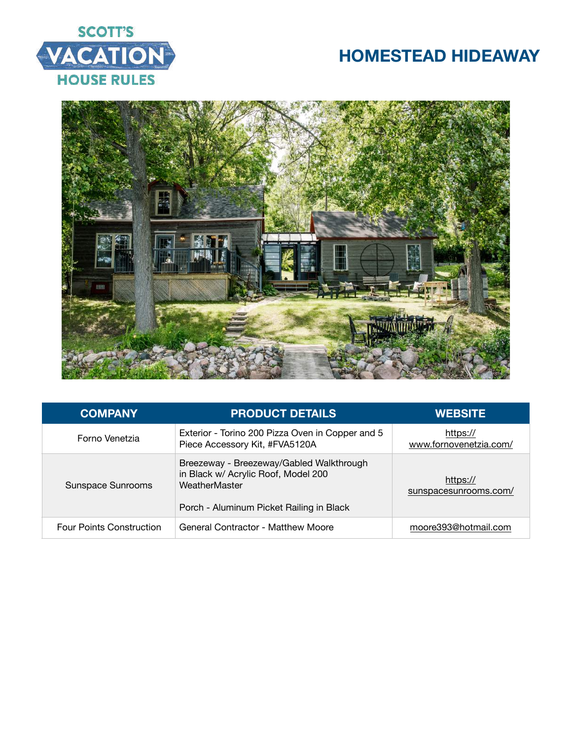SCOTT'S VACATION HOUSE RULES

# HOMESTEAD HIDEAWAY

| COMPANY | PRODUCT DETAILS | WEBSITE |
| --- | --- | --- |
| Forno Venetzia | Exterior - Torino 200 Pizza Oven in Copper and 5 Piece Accessory Kit, #FVA5120A | https://www.fornovenetzia.com/ |
| Sunspace Sunrooms | Breezeway - Breezeway/Gabled Walkthrough in Black w/ Acrylic Roof, Model 200 WeatherMaster<br><br>Porch - Aluminum Picket Railing in Black | https://sunspacesunrooms.com/ |
| Four Points Construction | General Contractor - Matthew Moore | moore393@hotmail.com |